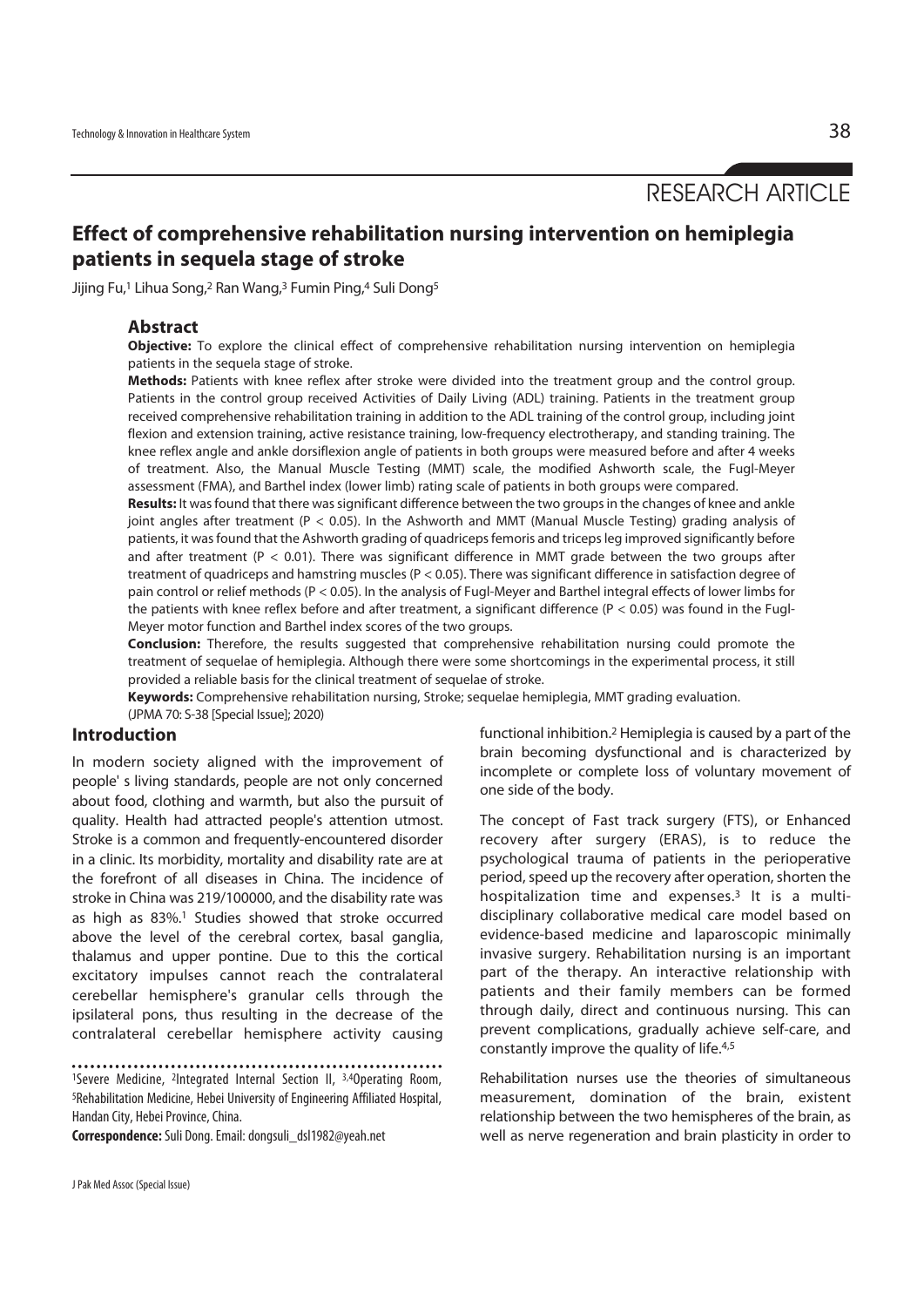RESEARCH ARTICLE

# Effect of comprehensive rehabilitation nursing intervention on hemiplegia patients in sequela stage of stroke

Jijing Fu,[1] Lihua Song,[2] Ran Wang,[3] Fumin Ping,[4] Suli Dong[5]

## Abstract

**Objective:** To explore the clinical effect of comprehensive rehabilitation nursing intervention on hemiplegia patients in the sequela stage of stroke.

**Methods:** Patients with knee reflex after stroke were divided into the treatment group and the control group. Patients in the control group received Activities of Daily Living (ADL) training. Patients in the treatment group received comprehensive rehabilitation training in addition to the ADL training of the control group, including joint flexion and extension training, active resistance training, low-frequency electrotherapy, and standing training. The knee reflex angle and ankle dorsiflexion angle of patients in both groups were measured before and after 4 weeks of treatment. Also, the Manual Muscle Testing (MMT) scale, the modified Ashworth scale, the Fugl-Meyer assessment (FMA), and Barthel index (lower limb) rating scale of patients in both groups were compared.

**Results:** It was found that there was significant difference between the two groups in the changes of knee and ankle joint angles after treatment ($P < 0.05$). In the Ashworth and MMT (Manual Muscle Testing) grading analysis of patients, it was found that the Ashworth grading of quadriceps femoris and triceps leg improved significantly before and after treatment ($P < 0.01$). There was significant difference in MMT grade between the two groups after treatment of quadriceps and hamstring muscles ($P < 0.05$). There was significant difference in satisfaction degree of pain control or relief methods ($P < 0.05$). In the analysis of Fugl-Meyer and Barthel integral effects of lower limbs for the patients with knee reflex before and after treatment, a significant difference ($P < 0.05$) was found in the Fugl-Meyer motor function and Barthel index scores of the two groups.

**Conclusion:** Therefore, the results suggested that comprehensive rehabilitation nursing could promote the treatment of sequelae of hemiplegia. Although there were some shortcomings in the experimental process, it still provided a reliable basis for the clinical treatment of sequelae of stroke.

**Keywords:** Comprehensive rehabilitation nursing, Stroke; sequelae hemiplegia, MMT grading evaluation.

(JPMA 70: S-38 [Special Issue]; 2020)

## Introduction

In modern society aligned with the improvement of people' s living standards, people are not only concerned about food, clothing and warmth, but also the pursuit of quality. Health had attracted people's attention utmost. Stroke is a common and frequently-encountered disorder in a clinic. Its morbidity, mortality and disability rate are at the forefront of all diseases in China. The incidence of stroke in China was 219/100000, and the disability rate was as high as 83%.[1] Studies showed that stroke occurred above the level of the cerebral cortex, basal ganglia, thalamus and upper pontine. Due to this the cortical excitatory impulses cannot reach the contralateral cerebellar hemisphere's granular cells through the ipsilateral pons, thus resulting in the decrease of the contralateral cerebellar hemisphere activity causing functional inhibition.[2] Hemiplegia is caused by a part of the brain becoming dysfunctional and is characterized by incomplete or complete loss of voluntary movement of one side of the body.

The concept of Fast track surgery (FTS), or Enhanced recovery after surgery (ERAS), is to reduce the psychological trauma of patients in the perioperative period, speed up the recovery after operation, shorten the hospitalization time and expenses.[3] It is a multi-disciplinary collaborative medical care model based on evidence-based medicine and laparoscopic minimally invasive surgery. Rehabilitation nursing is an important part of the therapy. An interactive relationship with patients and their family members can be formed through daily, direct and continuous nursing. This can prevent complications, gradually achieve self-care, and constantly improve the quality of life.[4,5]

Rehabilitation nurses use the theories of simultaneous measurement, domination of the brain, existent relationship between the two hemispheres of the brain, as well as nerve regeneration and brain plasticity in order to

[1]Severe Medicine, [2]Integrated Internal Section II, [3,4]Operating Room, [5]Rehabilitation Medicine, Hebei University of Engineering Affiliated Hospital, Handan City, Hebei Province, China.

**Correspondence:** Suli Dong. Email: dongsuli_dsl1982@yeah.net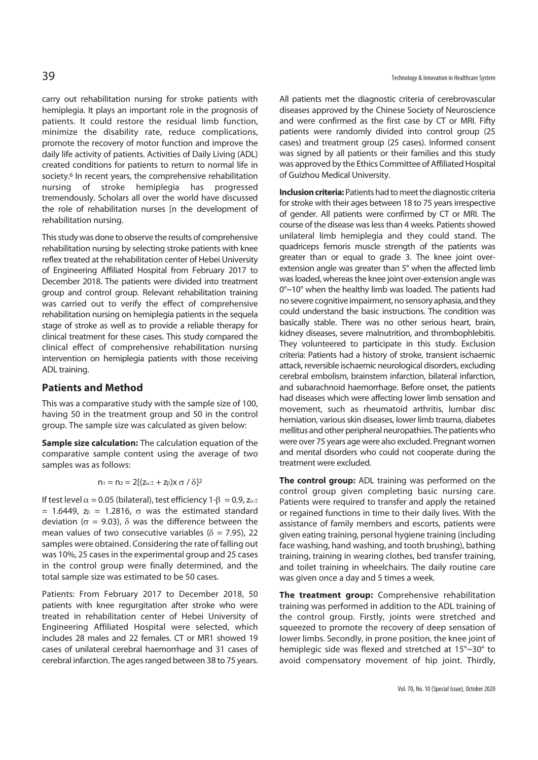carry out rehabilitation nursing for stroke patients with hemiplegia. It plays an important role in the prognosis of patients. It could restore the residual limb function, minimize the disability rate, reduce complications, promote the recovery of motor function and improve the daily life activity of patients. Activities of Daily Living (ADL) created conditions for patients to return to normal life in society.[6] In recent years, the comprehensive rehabilitation nursing of stroke hemiplegia has progressed tremendously. Scholars all over the world have discussed the role of rehabilitation nurses [n the development of rehabilitation nursing.

This study was done to observe the results of comprehensive rehabilitation nursing by selecting stroke patients with knee reflex treated at the rehabilitation center of Hebei University of Engineering Affiliated Hospital from February 2017 to December 2018. The patients were divided into treatment group and control group. Relevant rehabilitation training was carried out to verify the effect of comprehensive rehabilitation nursing on hemiplegia patients in the sequela stage of stroke as well as to provide a reliable therapy for clinical treatment for these cases. This study compared the clinical effect of comprehensive rehabilitation nursing intervention on hemiplegia patients with those receiving ADL training.

## Patients and Method

This was a comparative study with the sample size of 100, having 50 in the treatment group and 50 in the control group. The sample size was calculated as given below:

**Sample size calculation:** The calculation equation of the comparative sample content using the average of two samples was as follows:

$$n_1 = n_2 = 2[(z_{\alpha/2} + z_\beta) x\, \sigma / \delta]^2$$

If test level $\alpha = 0.05$ (bilateral), test efficiency $1\text{-}\beta = 0.9$, $z_{\alpha/2} = 1.6449$, $z_\beta = 1.2816$, $\sigma$ was the estimated standard deviation ($\sigma = 9.03$), $\delta$ was the difference between the mean values of two consecutive variables ($\delta = 7.95$), 22 samples were obtained. Considering the rate of falling out was 10%, 25 cases in the experimental group and 25 cases in the control group were finally determined, and the total sample size was estimated to be 50 cases.

Patients: From February 2017 to December 2018, 50 patients with knee regurgitation after stroke who were treated in rehabilitation center of Hebei University of Engineering Affiliated Hospital were selected, which includes 28 males and 22 females. CT or MR1 showed 19 cases of unilateral cerebral haemorrhage and 31 cases of cerebral infarction. The ages ranged between 38 to 75 years. All patients met the diagnostic criteria of cerebrovascular diseases approved by the Chinese Society of Neuroscience and were confirmed as the first case by CT or MRI. Fifty patients were randomly divided into control group (25 cases) and treatment group (25 cases). Informed consent was signed by all patients or their families and this study was approved by the Ethics Committee of Affiliated Hospital of Guizhou Medical University.

**Inclusion criteria:** Patients had to meet the diagnostic criteria for stroke with their ages between 18 to 75 years irrespective of gender. All patients were confirmed by CT or MRI. The course of the disease was less than 4 weeks. Patients showed unilateral limb hemiplegia and they could stand. The quadriceps femoris muscle strength of the patients was greater than or equal to grade 3. The knee joint over-extension angle was greater than 5° when the affected limb was loaded, whereas the knee joint over-extension angle was 0°~10° when the healthy limb was loaded. The patients had no severe cognitive impairment, no sensory aphasia, and they could understand the basic instructions. The condition was basically stable. There was no other serious heart, brain, kidney diseases, severe malnutrition, and thrombophlebitis. They volunteered to participate in this study. Exclusion criteria: Patients had a history of stroke, transient ischaemic attack, reversible ischaemic neurological disorders, excluding cerebral embolism, brainstem infarction, bilateral infarction, and subarachnoid haemorrhage. Before onset, the patients had diseases which were affecting lower limb sensation and movement, such as rheumatoid arthritis, lumbar disc herniation, various skin diseases, lower limb trauma, diabetes mellitus and other peripheral neuropathies. The patients who were over 75 years age were also excluded. Pregnant women and mental disorders who could not cooperate during the treatment were excluded.

**The control group:** ADL training was performed on the control group given completing basic nursing care. Patients were required to transfer and apply the retained or regained functions in time to their daily lives. With the assistance of family members and escorts, patients were given eating training, personal hygiene training (including face washing, hand washing, and tooth brushing), bathing training, training in wearing clothes, bed transfer training, and toilet training in wheelchairs. The daily routine care was given once a day and 5 times a week.

**The treatment group:** Comprehensive rehabilitation training was performed in addition to the ADL training of the control group. Firstly, joints were stretched and squeezed to promote the recovery of deep sensation of lower limbs. Secondly, in prone position, the knee joint of hemiplegic side was flexed and stretched at 15°~30° to avoid compensatory movement of hip joint. Thirdly,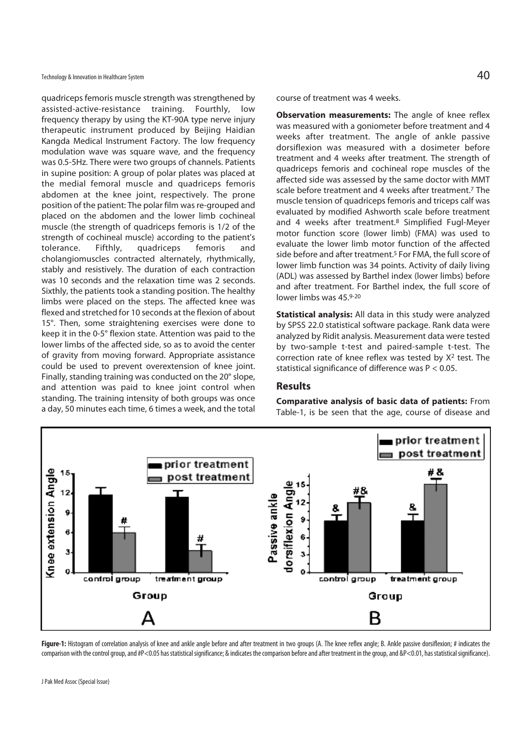quadriceps femoris muscle strength was strengthened by assisted-active-resistance training. Fourthly, low frequency therapy by using the KT-90A type nerve injury therapeutic instrument produced by Beijing Haidian Kangda Medical Instrument Factory. The low frequency modulation wave was square wave, and the frequency was 0.5-5Hz. There were two groups of channels. Patients in supine position: A group of polar plates was placed at the medial femoral muscle and quadriceps femoris abdomen at the knee joint, respectively. The prone position of the patient: The polar film was re-grouped and placed on the abdomen and the lower limb cochineal muscle (the strength of quadriceps femoris is 1/2 of the strength of cochineal muscle) according to the patient's tolerance. Fifthly, quadriceps femoris and cholangiomuscles contracted alternately, rhythmically, stably and resistively. The duration of each contraction was 10 seconds and the relaxation time was 2 seconds. Sixthly, the patients took a standing position. The healthy limbs were placed on the steps. The affected knee was flexed and stretched for 10 seconds at the flexion of about 15°. Then, some straightening exercises were done to keep it in the 0-5° flexion state. Attention was paid to the lower limbs of the affected side, so as to avoid the center of gravity from moving forward. Appropriate assistance could be used to prevent overextension of knee joint. Finally, standing training was conducted on the 20° slope, and attention was paid to knee joint control when standing. The training intensity of both groups was once a day, 50 minutes each time, 6 times a week, and the total course of treatment was 4 weeks.

**Observation measurements:** The angle of knee reflex was measured with a goniometer before treatment and 4 weeks after treatment. The angle of ankle passive dorsiflexion was measured with a dosimeter before treatment and 4 weeks after treatment. The strength of quadriceps femoris and cochineal rope muscles of the affected side was assessed by the same doctor with MMT scale before treatment and 4 weeks after treatment.[7] The muscle tension of quadriceps femoris and triceps calf was evaluated by modified Ashworth scale before treatment and 4 weeks after treatment.[8] Simplified Fugl-Meyer motor function score (lower limb) (FMA) was used to evaluate the lower limb motor function of the affected side before and after treatment.[5] For FMA, the full score of lower limb function was 34 points. Activity of daily living (ADL) was assessed by Barthel index (lower limbs) before and after treatment. For Barthel index, the full score of lower limbs was 45.[9-20]

**Statistical analysis:** All data in this study were analyzed by SPSS 22.0 statistical software package. Rank data were analyzed by Ridit analysis. Measurement data were tested by two-sample t-test and paired-sample t-test. The correction rate of knee reflex was tested by $X^2$ test. The statistical significance of difference was $P < 0.05$.

## Results

**Comparative analysis of basic data of patients:** From Table-1, is be seen that the age, course of disease and

**Figure-1:** Histogram of correlation analysis of knee and ankle angle before and after treatment in two groups (A. The knee reflex angle; B. Ankle passive dorsiflexion; # indicates the comparison with the control group, and #P<0.05 has statistical significance; & indicates the comparison before and after treatment in the group, and &P<0.01, has statistical significance).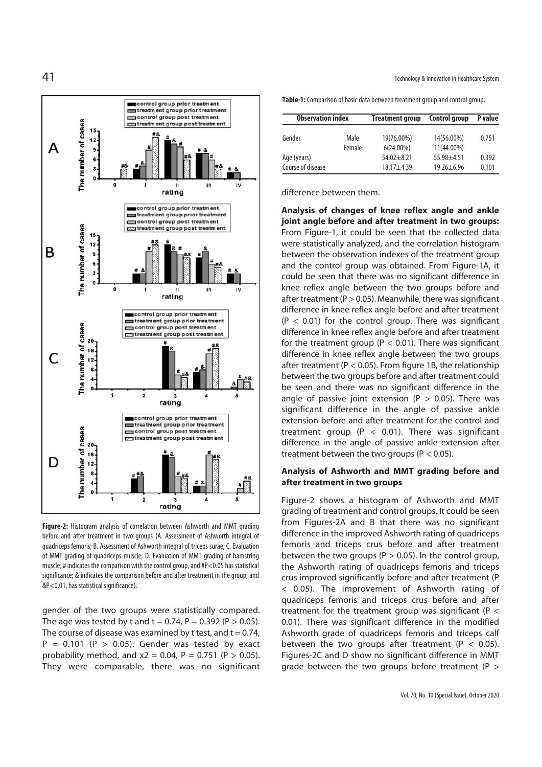Figure-2: Histogram analysis of correlation between Ashworth and MMT grading before and after treatment in two groups (A. Assessment of Ashworth integral of quadriceps femoris; B. Assessment of Ashworth integral of triceps surae; C. Evaluation of MMT grading of quadriceps muscle; D. Evaluation of MMT grading of hamstring muscle; # indicates the comparison with the control group, and #P<0.05 has statistical significance; & indicates the comparison before and after treatment in the group, and &P<0.01, has statistical significance).

gender of the two groups were statistically compared. The age was tested by t and t = 0.74, P = 0.392 (P > 0.05). The course of disease was examined by t test, and t = 0.74, P = 0.101 (P > 0.05). Gender was tested by exact probability method, and $x2 = 0.04$, P = 0.751 (P > 0.05). They were comparable, there was no significant difference between them.

**Table-1:** Comparison of basic data between treatment group and control group.

| Observation index | | Treatment group | Control group | P value |
|---|---|---|---|---|
| Gender | Male | 19(76.00%) | 14(56.00%) | 0.751 |
| | Female | 6(24.00%) | 11(44.00%) | |
| Age (years) | | 54.02±8.21 | 55.98±4.51 | 0.392 |
| Course of disease | | 18.17±4.39 | 19.26±6.96 | 0.101 |

**Analysis of changes of knee reflex angle and ankle joint angle before and after treatment in two groups:** From Figure-1, it could be seen that the collected data were statistically analyzed, and the correlation histogram between the observation indexes of the treatment group and the control group was obtained. From Figure-1A, it could be seen that there was no significant difference in knee reflex angle between the two groups before and after treatment (P > 0.05). Meanwhile, there was significant difference in knee reflex angle before and after treatment (P < 0.01) for the control group. There was significant difference in knee reflex angle before and after treatment for the treatment group (P < 0.01). There was significant difference in knee reflex angle between the two groups after treatment (P < 0.05). From figure 1B, the relationship between the two groups before and after treatment could be seen and there was no significant difference in the angle of passive joint extension (P > 0.05). There was significant difference in the angle of passive ankle extension before and after treatment for the control and treatment group (P < 0.01). There was significant difference in the angle of passive ankle extension after treatment between the two groups (P < 0.05).

### Analysis of Ashworth and MMT grading before and after treatment in two groups

Figure-2 shows a histogram of Ashworth and MMT grading of treatment and control groups. It could be seen from Figures-2A and B that there was no significant difference in the improved Ashworth rating of quadriceps femoris and triceps crus before and after treatment between the two groups (P > 0.05). In the control group, the Ashworth rating of quadriceps femoris and triceps crus improved significantly before and after treatment (P < 0.05). The improvement of Ashworth rating of quadriceps femoris and triceps crus before and after treatment for the treatment group was significant (P < 0.01). There was significant difference in the modified Ashworth grade of quadriceps femoris and triceps calf between the two groups after treatment (P < 0.05). Figures-2C and D show no significant difference in MMT grade between the two groups before treatment (P >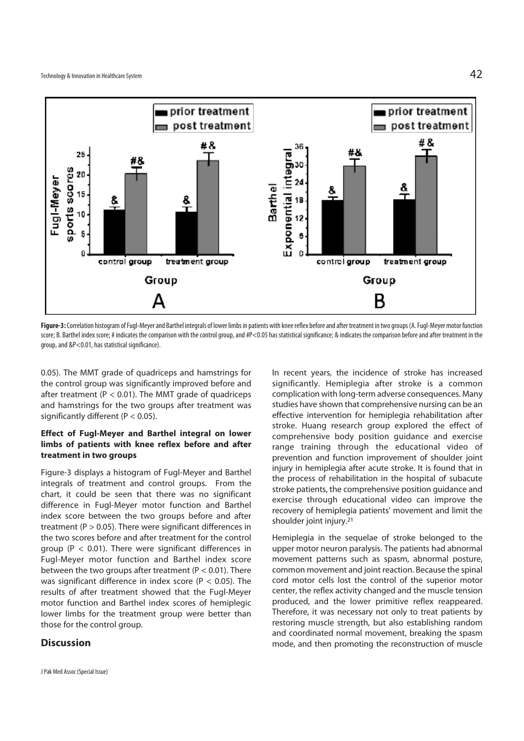Figure-3: Correlation histogram of Fugl-Meyer and Barthel integrals of lower limbs in patients with knee reflex before and after treatment in two groups (A. Fugl-Meyer motor function score; B. Barthel index score; # indicates the comparison with the control group, and #P<0.05 has statistical significance; & indicates the comparison before and after treatment in the group, and &P<0.01, has statistical significance).

0.05). The MMT grade of quadriceps and hamstrings for the control group was significantly improved before and after treatment ($P < 0.01$). The MMT grade of quadriceps and hamstrings for the two groups after treatment was significantly different ($P < 0.05$).

### Effect of Fugl-Meyer and Barthel integral on lower limbs of patients with knee reflex before and after treatment in two groups

Figure-3 displays a histogram of Fugl-Meyer and Barthel integrals of treatment and control groups. From the chart, it could be seen that there was no significant difference in Fugl-Meyer motor function and Barthel index score between the two groups before and after treatment ($P > 0.05$). There were significant differences in the two scores before and after treatment for the control group ($P < 0.01$). There were significant differences in Fugl-Meyer motor function and Barthel index score between the two groups after treatment ($P < 0.01$). There was significant difference in index score ($P < 0.05$). The results of after treatment showed that the Fugl-Meyer motor function and Barthel index scores of hemiplegic lower limbs for the treatment group were better than those for the control group.

## Discussion

In recent years, the incidence of stroke has increased significantly. Hemiplegia after stroke is a common complication with long-term adverse consequences. Many studies have shown that comprehensive nursing can be an effective intervention for hemiplegia rehabilitation after stroke. Huang research group explored the effect of comprehensive body position guidance and exercise range training through the educational video of prevention and function improvement of shoulder joint injury in hemiplegia after acute stroke. It is found that in the process of rehabilitation in the hospital of subacute stroke patients, the comprehensive position guidance and exercise through educational video can improve the recovery of hemiplegia patients' movement and limit the shoulder joint injury.[21]

Hemiplegia in the sequelae of stroke belonged to the upper motor neuron paralysis. The patients had abnormal movement patterns such as spasm, abnormal posture, common movement and joint reaction. Because the spinal cord motor cells lost the control of the superior motor center, the reflex activity changed and the muscle tension produced, and the lower primitive reflex reappeared. Therefore, it was necessary not only to treat patients by restoring muscle strength, but also establishing random and coordinated normal movement, breaking the spasm mode, and then promoting the reconstruction of muscle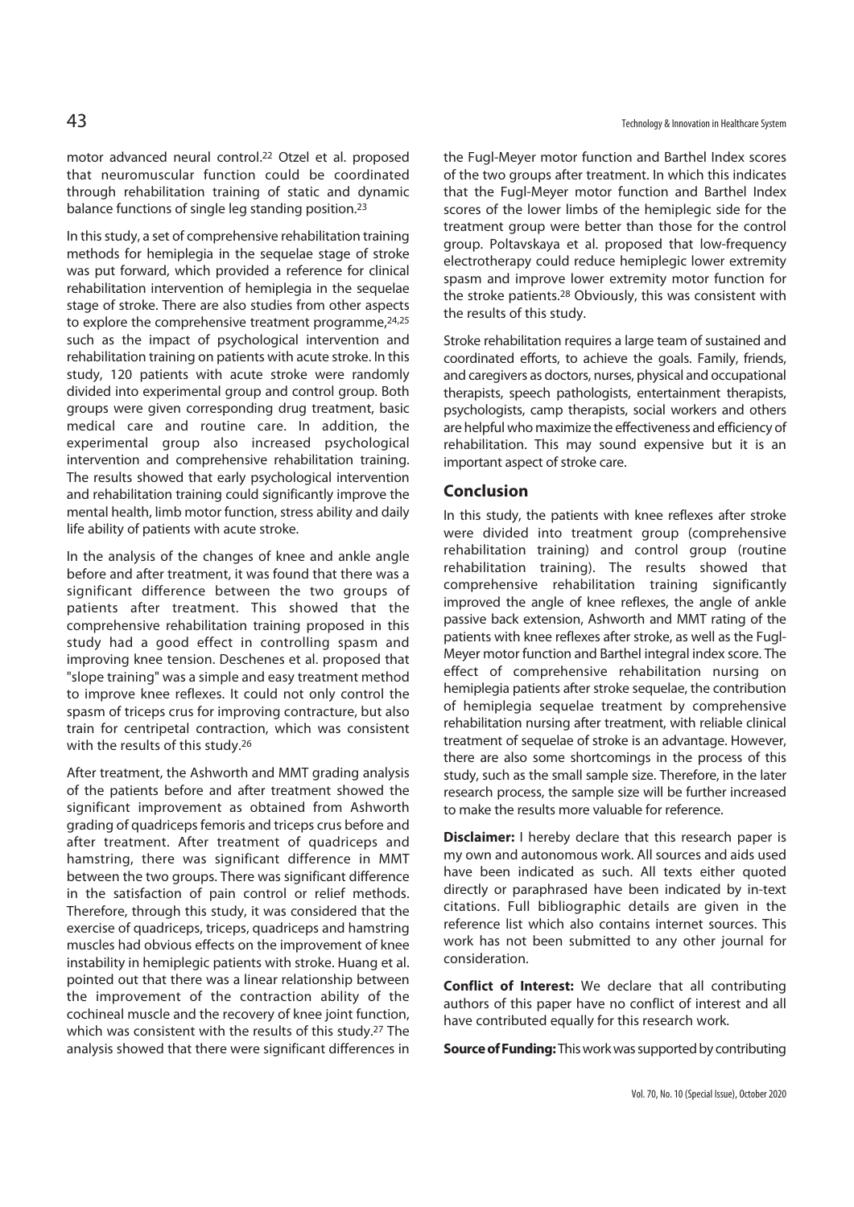motor advanced neural control.[22] Otzel et al. proposed that neuromuscular function could be coordinated through rehabilitation training of static and dynamic balance functions of single leg standing position.[23]

In this study, a set of comprehensive rehabilitation training methods for hemiplegia in the sequelae stage of stroke was put forward, which provided a reference for clinical rehabilitation intervention of hemiplegia in the sequelae stage of stroke. There are also studies from other aspects to explore the comprehensive treatment programme,[24,25] such as the impact of psychological intervention and rehabilitation training on patients with acute stroke. In this study, 120 patients with acute stroke were randomly divided into experimental group and control group. Both groups were given corresponding drug treatment, basic medical care and routine care. In addition, the experimental group also increased psychological intervention and comprehensive rehabilitation training. The results showed that early psychological intervention and rehabilitation training could significantly improve the mental health, limb motor function, stress ability and daily life ability of patients with acute stroke.

In the analysis of the changes of knee and ankle angle before and after treatment, it was found that there was a significant difference between the two groups of patients after treatment. This showed that the comprehensive rehabilitation training proposed in this study had a good effect in controlling spasm and improving knee tension. Deschenes et al. proposed that "slope training" was a simple and easy treatment method to improve knee reflexes. It could not only control the spasm of triceps crus for improving contracture, but also train for centripetal contraction, which was consistent with the results of this study.[26]

After treatment, the Ashworth and MMT grading analysis of the patients before and after treatment showed the significant improvement as obtained from Ashworth grading of quadriceps femoris and triceps crus before and after treatment. After treatment of quadriceps and hamstring, there was significant difference in MMT between the two groups. There was significant difference in the satisfaction of pain control or relief methods. Therefore, through this study, it was considered that the exercise of quadriceps, triceps, quadriceps and hamstring muscles had obvious effects on the improvement of knee instability in hemiplegic patients with stroke. Huang et al. pointed out that there was a linear relationship between the improvement of the contraction ability of the cochineal muscle and the recovery of knee joint function, which was consistent with the results of this study.[27] The analysis showed that there were significant differences in the Fugl-Meyer motor function and Barthel Index scores of the two groups after treatment. In which this indicates that the Fugl-Meyer motor function and Barthel Index scores of the lower limbs of the hemiplegic side for the treatment group were better than those for the control group. Poltavskaya et al. proposed that low-frequency electrotherapy could reduce hemiplegic lower extremity spasm and improve lower extremity motor function for the stroke patients.[28] Obviously, this was consistent with the results of this study.

Stroke rehabilitation requires a large team of sustained and coordinated efforts, to achieve the goals. Family, friends, and caregivers as doctors, nurses, physical and occupational therapists, speech pathologists, entertainment therapists, psychologists, camp therapists, social workers and others are helpful who maximize the effectiveness and efficiency of rehabilitation. This may sound expensive but it is an important aspect of stroke care.

## Conclusion

In this study, the patients with knee reflexes after stroke were divided into treatment group (comprehensive rehabilitation training) and control group (routine rehabilitation training). The results showed that comprehensive rehabilitation training significantly improved the angle of knee reflexes, the angle of ankle passive back extension, Ashworth and MMT rating of the patients with knee reflexes after stroke, as well as the Fugl-Meyer motor function and Barthel integral index score. The effect of comprehensive rehabilitation nursing on hemiplegia patients after stroke sequelae, the contribution of hemiplegia sequelae treatment by comprehensive rehabilitation nursing after treatment, with reliable clinical treatment of sequelae of stroke is an advantage. However, there are also some shortcomings in the process of this study, such as the small sample size. Therefore, in the later research process, the sample size will be further increased to make the results more valuable for reference.

**Disclaimer:** I hereby declare that this research paper is my own and autonomous work. All sources and aids used have been indicated as such. All texts either quoted directly or paraphrased have been indicated by in-text citations. Full bibliographic details are given in the reference list which also contains internet sources. This work has not been submitted to any other journal for consideration.

**Conflict of Interest:** We declare that all contributing authors of this paper have no conflict of interest and all have contributed equally for this research work.

**Source of Funding:** This work was supported by contributing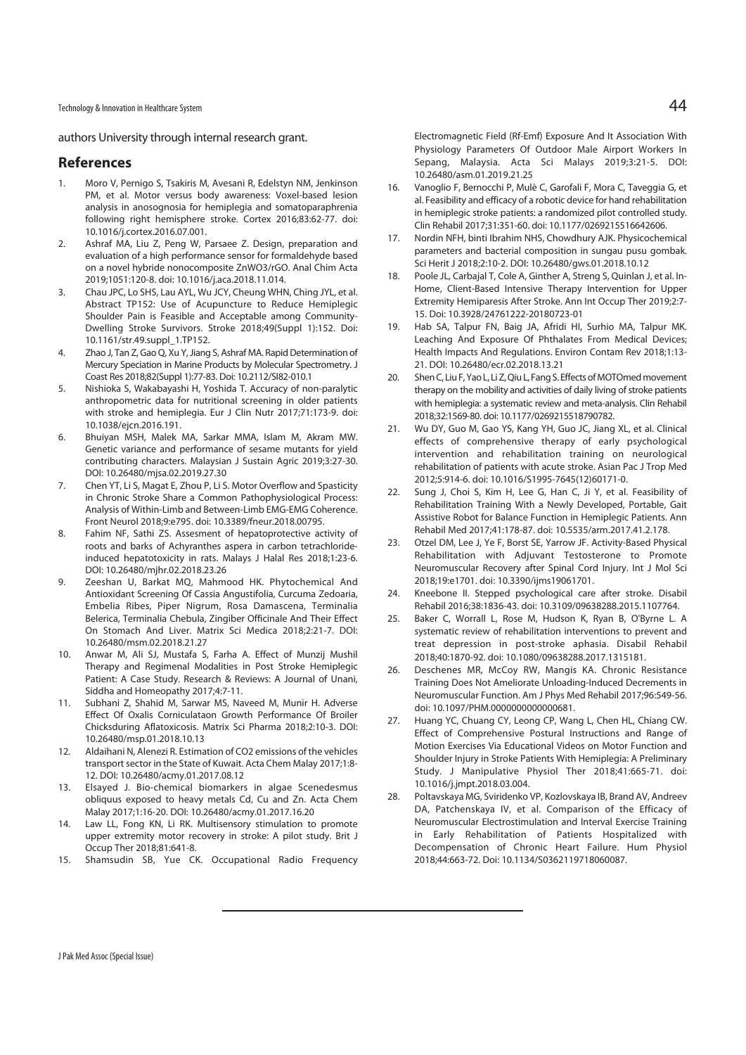authors University through internal research grant.

## References

1. Moro V, Pernigo S, Tsakiris M, Avesani R, Edelstyn NM, Jenkinson PM, et al. Motor versus body awareness: Voxel-based lesion analysis in anosognosia for hemiplegia and somatoparaphrenia following right hemisphere stroke. Cortex 2016;83:62-77. doi: 10.1016/j.cortex.2016.07.001.
2. Ashraf MA, Liu Z, Peng W, Parsaee Z. Design, preparation and evaluation of a high performance sensor for formaldehyde based on a novel hybride nonocomposite ZnWO3/rGO. Anal Chim Acta 2019;1051:120-8. doi: 10.1016/j.aca.2018.11.014.
3. Chau JPC, Lo SHS, Lau AYL, Wu JCY, Cheung WHN, Ching JYL, et al. Abstract TP152: Use of Acupuncture to Reduce Hemiplegic Shoulder Pain is Feasible and Acceptable among Community-Dwelling Stroke Survivors. Stroke 2018;49(Suppl 1):152. Doi: 10.1161/str.49.suppl_1.TP152.
4. Zhao J, Tan Z, Gao Q, Xu Y, Jiang S, Ashraf MA. Rapid Determination of Mercury Speciation in Marine Products by Molecular Spectrometry. J Coast Res 2018;82(Suppl 1):77-83. Doi: 10.2112/SI82-010.1
5. Nishioka S, Wakabayashi H, Yoshida T. Accuracy of non-paralytic anthropometric data for nutritional screening in older patients with stroke and hemiplegia. Eur J Clin Nutr 2017;71:173-9. doi: 10.1038/ejcn.2016.191.
6. Bhuiyan MSH, Malek MA, Sarkar MMA, Islam M, Akram MW. Genetic variance and performance of sesame mutants for yield contributing characters. Malaysian J Sustain Agric 2019;3:27-30. DOI: 10.26480/mjsa.02.2019.27.30
7. Chen YT, Li S, Magat E, Zhou P, Li S. Motor Overflow and Spasticity in Chronic Stroke Share a Common Pathophysiological Process: Analysis of Within-Limb and Between-Limb EMG-EMG Coherence. Front Neurol 2018;9:e795. doi: 10.3389/fneur.2018.00795.
8. Fahim NF, Sathi ZS. Assesment of hepatoprotective activity of roots and barks of Achyranthes aspera in carbon tetrachloride-induced hepatotoxicity in rats. Malays J Halal Res 2018;1:23-6. DOI: 10.26480/mjhr.02.2018.23.26
9. Zeeshan U, Barkat MQ, Mahmood HK. Phytochemical And Antioxidant Screening Of Cassia Angustifolia, Curcuma Zedoaria, Embelia Ribes, Piper Nigrum, Rosa Damascena, Terminalia Belerica, Terminalia Chebula, Zingiber Officinale And Their Effect On Stomach And Liver. Matrix Sci Medica 2018;2:21-7. DOI: 10.26480/msm.02.2018.21.27
10. Anwar M, Ali SJ, Mustafa S, Farha A. Effect of Munzij Mushil Therapy and Regimenal Modalities in Post Stroke Hemiplegic Patient: A Case Study. Research & Reviews: A Journal of Unani, Siddha and Homeopathy 2017;4:7-11.
11. Subhani Z, Shahid M, Sarwar MS, Naveed M, Munir H. Adverse Effect Of Oxalis Corniculataon Growth Performance Of Broiler Chicksduring Aflatoxicosis. Matrix Sci Pharma 2018;2:10-3. DOI: 10.26480/msp.01.2018.10.13
12. Aldaihani N, Alenezi R. Estimation of CO2 emissions of the vehicles transport sector in the State of Kuwait. Acta Chem Malay 2017;1:8-12. DOI: 10.26480/acmy.01.2017.08.12
13. Elsayed J. Bio-chemical biomarkers in algae Scenedesmus obliquus exposed to heavy metals Cd, Cu and Zn. Acta Chem Malay 2017;1:16-20. DOI: 10.26480/acmy.01.2017.16.20
14. Law LL, Fong KN, Li RK. Multisensory stimulation to promote upper extremity motor recovery in stroke: A pilot study. Brit J Occup Ther 2018;81:641-8.
15. Shamsudin SB, Yue CK. Occupational Radio Frequency Electromagnetic Field (Rf-Emf) Exposure And It Association With Physiology Parameters Of Outdoor Male Airport Workers In Sepang, Malaysia. Acta Sci Malays 2019;3:21-5. DOI: 10.26480/asm.01.2019.21.25
16. Vanoglio F, Bernocchi P, Mulè C, Garofali F, Mora C, Taveggia G, et al. Feasibility and efficacy of a robotic device for hand rehabilitation in hemiplegic stroke patients: a randomized pilot controlled study. Clin Rehabil 2017;31:351-60. doi: 10.1177/0269215516642606.
17. Nordin NFH, binti Ibrahim NHS, Chowdhury AJK. Physicochemical parameters and bacterial composition in sungau pusu gombak. Sci Herit J 2018;2:10-2. DOI: 10.26480/gws.01.2018.10.12
18. Poole JL, Carbajal T, Cole A, Ginther A, Streng S, Quinlan J, et al. In-Home, Client-Based Intensive Therapy Intervention for Upper Extremity Hemiparesis After Stroke. Ann Int Occup Ther 2019;2:7-15. Doi: 10.3928/24761222-20180723-01
19. Hab SA, Talpur FN, Baig JA, Afridi HI, Surhio MA, Talpur MK. Leaching And Exposure Of Phthalates From Medical Devices; Health Impacts And Regulations. Environ Contam Rev 2018;1:13-21. DOI: 10.26480/ecr.02.2018.13.21
20. Shen C, Liu F, Yao L, Li Z, Qiu L, Fang S. Effects of MOTOmed movement therapy on the mobility and activities of daily living of stroke patients with hemiplegia: a systematic review and meta-analysis. Clin Rehabil 2018;32:1569-80. doi: 10.1177/0269215518790782.
21. Wu DY, Guo M, Gao YS, Kang YH, Guo JC, Jiang XL, et al. Clinical effects of comprehensive therapy of early psychological intervention and rehabilitation training on neurological rehabilitation of patients with acute stroke. Asian Pac J Trop Med 2012;5:914-6. doi: 10.1016/S1995-7645(12)60171-0.
22. Sung J, Choi S, Kim H, Lee G, Han C, Ji Y, et al. Feasibility of Rehabilitation Training With a Newly Developed, Portable, Gait Assistive Robot for Balance Function in Hemiplegic Patients. Ann Rehabil Med 2017;41:178-87. doi: 10.5535/arm.2017.41.2.178.
23. Otzel DM, Lee J, Ye F, Borst SE, Yarrow JF. Activity-Based Physical Rehabilitation with Adjuvant Testosterone to Promote Neuromuscular Recovery after Spinal Cord Injury. Int J Mol Sci 2018;19:e1701. doi: 10.3390/ijms19061701.
24. Kneebone II. Stepped psychological care after stroke. Disabil Rehabil 2016;38:1836-43. doi: 10.3109/09638288.2015.1107764.
25. Baker C, Worrall L, Rose M, Hudson K, Ryan B, O'Byrne L. A systematic review of rehabilitation interventions to prevent and treat depression in post-stroke aphasia. Disabil Rehabil 2018;40:1870-92. doi: 10.1080/09638288.2017.1315181.
26. Deschenes MR, McCoy RW, Mangis KA. Chronic Resistance Training Does Not Ameliorate Unloading-Induced Decrements in Neuromuscular Function. Am J Phys Med Rehabil 2017;96:549-56. doi: 10.1097/PHM.0000000000000681.
27. Huang YC, Chuang CY, Leong CP, Wang L, Chen HL, Chiang CW. Effect of Comprehensive Postural Instructions and Range of Motion Exercises Via Educational Videos on Motor Function and Shoulder Injury in Stroke Patients With Hemiplegia: A Preliminary Study. J Manipulative Physiol Ther 2018;41:665-71. doi: 10.1016/j.jmpt.2018.03.004.
28. Poltavskaya MG, Sviridenko VP, Kozlovskaya IB, Brand AV, Andreev DA, Patchenskaya IV, et al. Comparison of the Efficacy of Neuromuscular Electrostimulation and Interval Exercise Training in Early Rehabilitation of Patients Hospitalized with Decompensation of Chronic Heart Failure. Hum Physiol 2018;44:663-72. Doi: 10.1134/S0362119718060087.